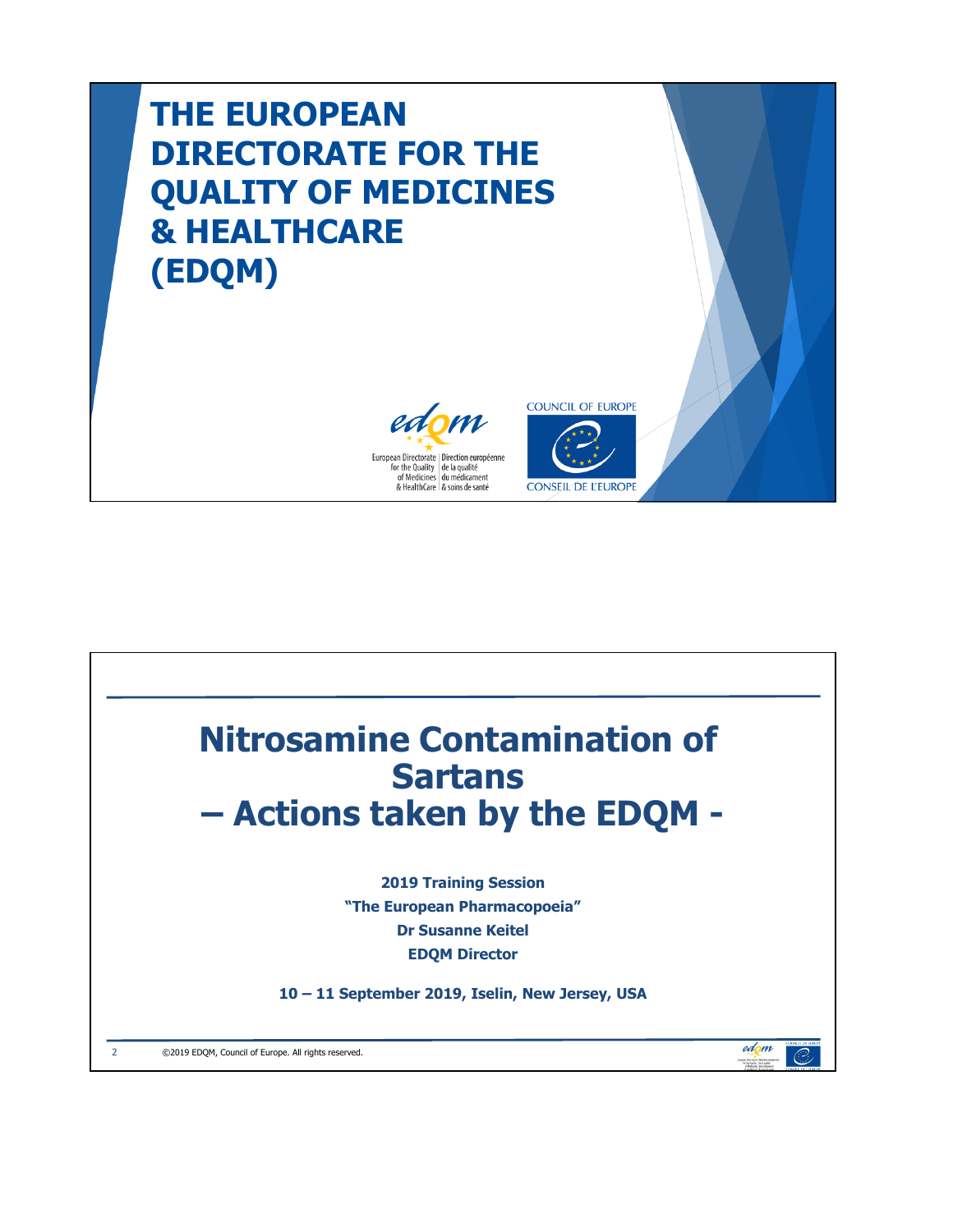# THE EUROPEAN DIRECTORATE FOR THE QUALITY OF MEDICINES & HEALTHCARE (EDQM)

European Directorate for the Quality of Medicines & HealthCare | Direction européenne de la qualité du médicament & soins de santé

COUNCIL OF EUROPE
CONSEIL DE L'EUROPE

# Nitrosamine Contamination of Sartans – Actions taken by the EDQM -

**2019 Training Session**

**"The European Pharmacopoeia"**

**Dr Susanne Keitel**

**EDQM Director**

**10 – 11 September 2019, Iselin, New Jersey, USA**

©2019 EDQM, Council of Europe. All rights reserved.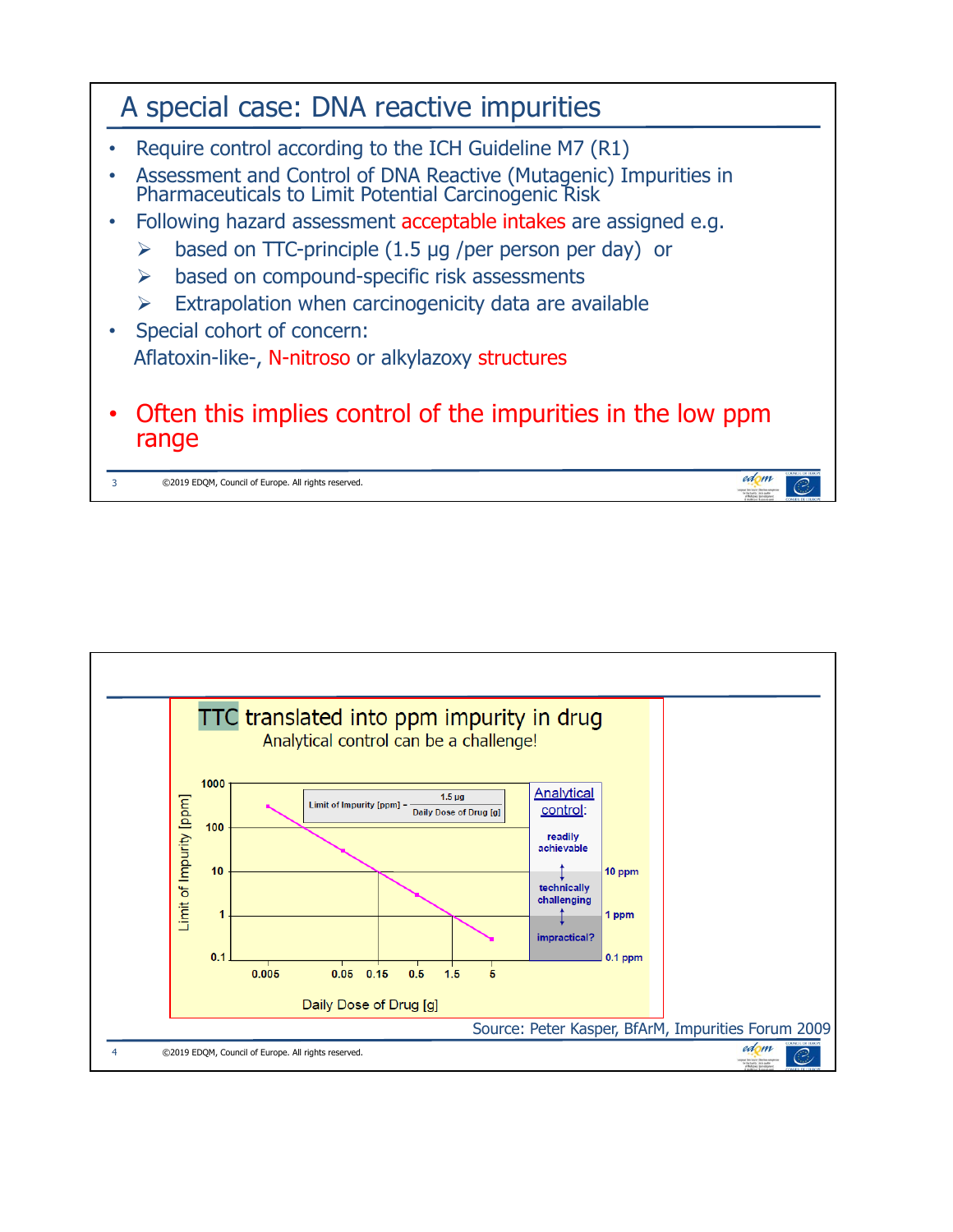# A special case: DNA reactive impurities

- Require control according to the ICH Guideline M7 (R1)
- Assessment and Control of DNA Reactive (Mutagenic) Impurities in Pharmaceuticals to Limit Potential Carcinogenic Risk
- Following hazard assessment acceptable intakes are assigned e.g.
  - based on TTC-principle (1.5 µg /per person per day) or
  - based on compound-specific risk assessments
  - Extrapolation when carcinogenicity data are available
- Special cohort of concern:

  Aflatoxin-like-, N-nitroso or alkylazoxy structures

- Often this implies control of the impurities in the low ppm range

# TTC translated into ppm impurity in drug

Analytical control can be a challenge!

$$\text{Limit of Impurity [ppm]} = \frac{1.5\ \mu g}{\text{Daily Dose of Drug [g]}}$$

| Daily Dose of Drug [g] | Limit of Impurity [ppm] |
|---|---|
| 0.005 | 300 |
| 0.05 | 30 |
| 0.15 | 10 |
| 0.5 | 3 |
| 1.5 | 1 |
| 5 | 0.3 |

Analytical control:

- readily achievable (above 10 ppm)
- technically challenging (10 ppm – 1 ppm)
- impractical? (1 ppm – 0.1 ppm)

Source: Peter Kasper, BfArM, Impurities Forum 2009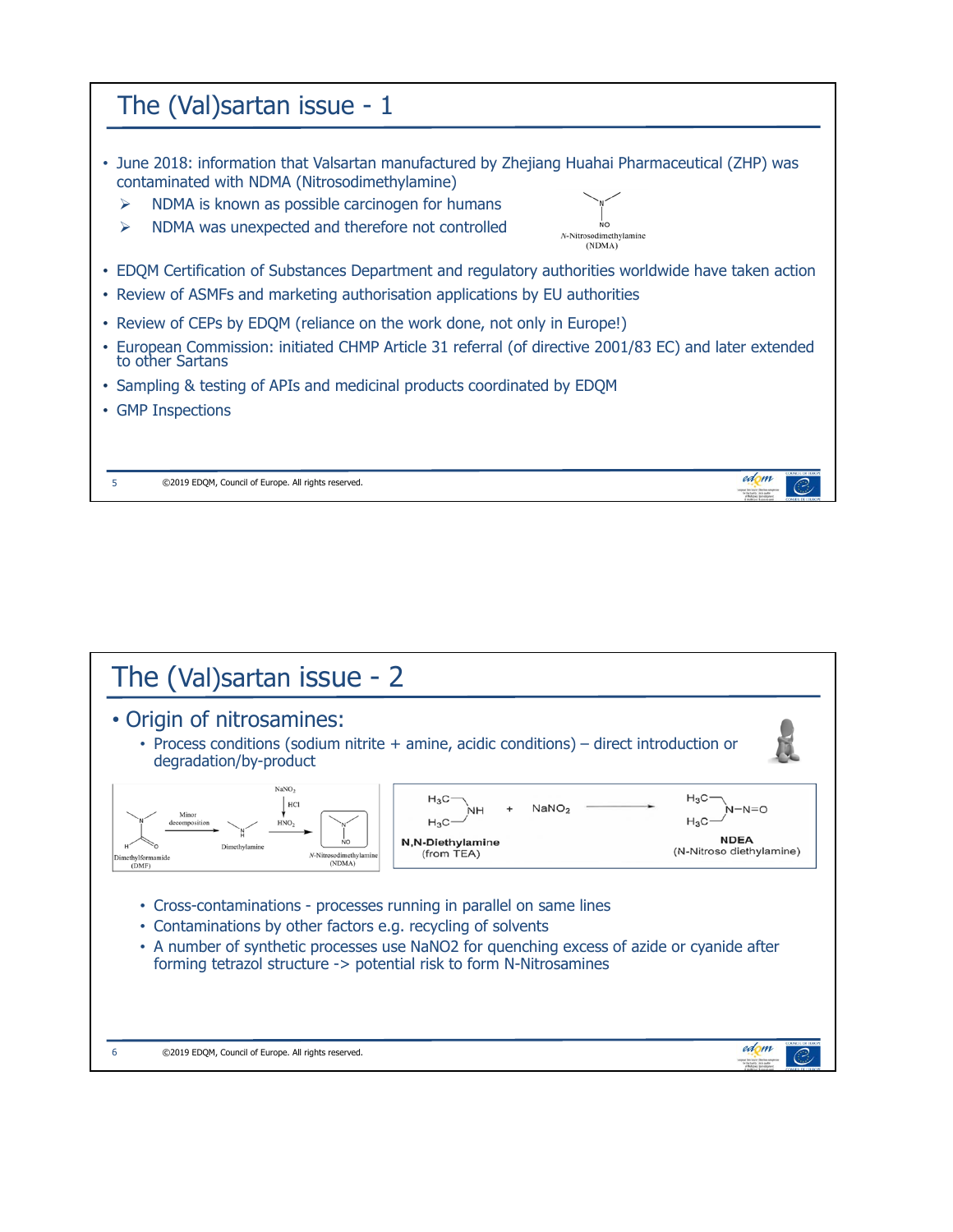# The (Val)sartan issue - 1

- June 2018: information that Valsartan manufactured by Zhejiang Huahai Pharmaceutical (ZHP) was contaminated with NDMA (Nitrosodimethylamine)
  - NDMA is known as possible carcinogen for humans
  - NDMA was unexpected and therefore not controlled

*N*-Nitrosodimethylamine (NDMA)

- EDQM Certification of Substances Department and regulatory authorities worldwide have taken action
- Review of ASMFs and marketing authorisation applications by EU authorities
- Review of CEPs by EDQM (reliance on the work done, not only in Europe!)
- European Commission: initiated CHMP Article 31 referral (of directive 2001/83 EC) and later extended to other Sartans
- Sampling & testing of APIs and medicinal products coordinated by EDQM
- GMP Inspections

# The (Val)sartan issue - 2

- Origin of nitrosamines:
  - Process conditions (sodium nitrite + amine, acidic conditions) – direct introduction or degradation/by-product

Dimethylformamide (DMF) → Minor decomposition → Dimethylamine → ($NaNO_2$, HCl, $HNO_2$) → *N*-Nitrosodimethylamine (NDMA)

N,N-Diethylamine (from TEA) + $NaNO_2$ → NDEA (N-Nitroso diethylamine)

  - Cross-contaminations - processes running in parallel on same lines
  - Contaminations by other factors e.g. recycling of solvents
  - A number of synthetic processes use NaNO2 for quenching excess of azide or cyanide after forming tetrazol structure -> potential risk to form N-Nitrosamines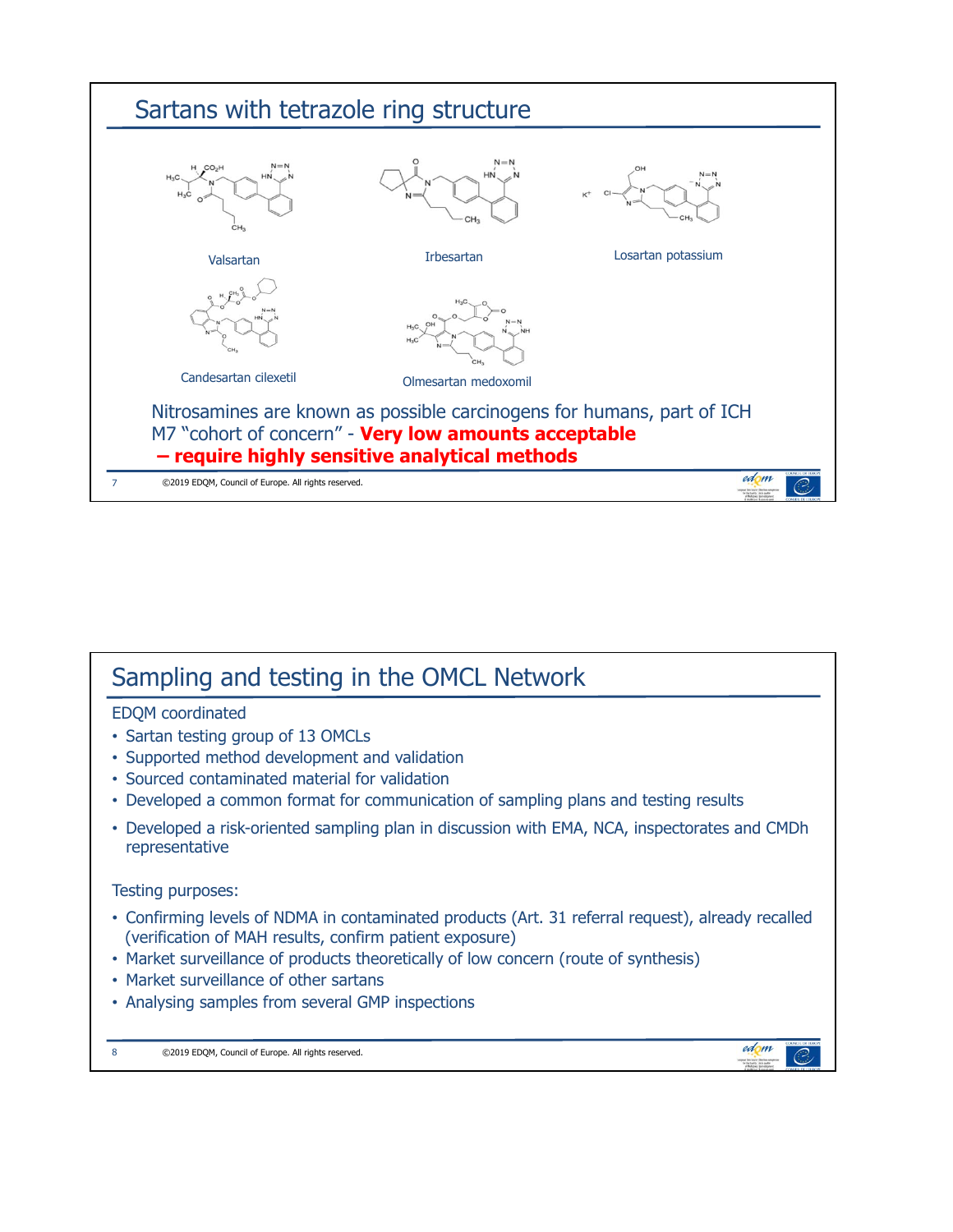## Sartans with tetrazole ring structure

Valsartan

Irbesartan

Losartan potassium

Candesartan cilexetil

Olmesartan medoxomil

Nitrosamines are known as possible carcinogens for humans, part of ICH M7 "cohort of concern" - **Very low amounts acceptable – require highly sensitive analytical methods**

## Sampling and testing in the OMCL Network

EDQM coordinated

- Sartan testing group of 13 OMCLs
- Supported method development and validation
- Sourced contaminated material for validation
- Developed a common format for communication of sampling plans and testing results
- Developed a risk-oriented sampling plan in discussion with EMA, NCA, inspectorates and CMDh representative

Testing purposes:

- Confirming levels of NDMA in contaminated products (Art. 31 referral request), already recalled (verification of MAH results, confirm patient exposure)
- Market surveillance of products theoretically of low concern (route of synthesis)
- Market surveillance of other sartans
- Analysing samples from several GMP inspections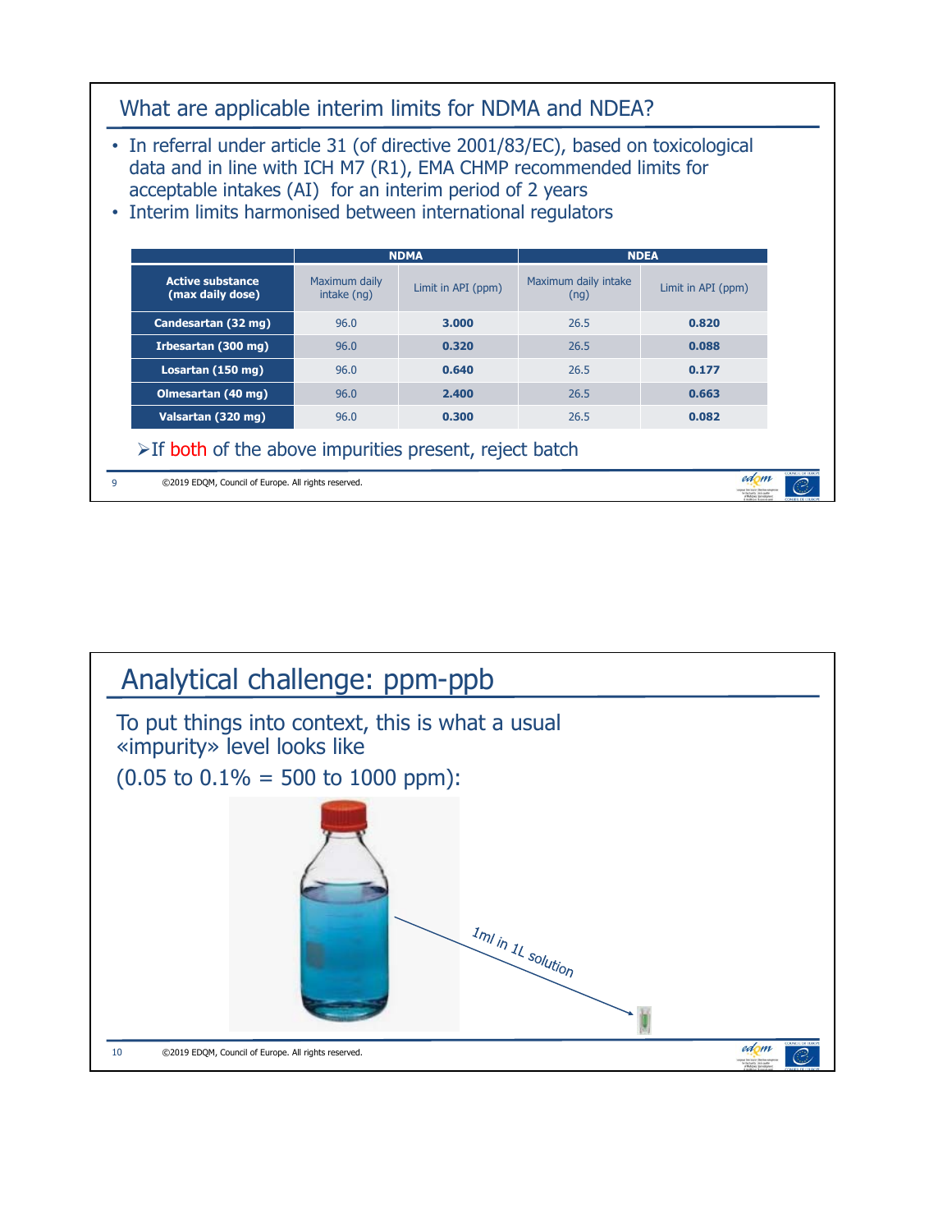## What are applicable interim limits for NDMA and NDEA?

- In referral under article 31 (of directive 2001/83/EC), based on toxicological data and in line with ICH M7 (R1), EMA CHMP recommended limits for acceptable intakes (AI) for an interim period of 2 years
- Interim limits harmonised between international regulators

| | NDMA | | NDEA | |
|---|---|---|---|---|
| **Active substance (max daily dose)** | Maximum daily intake (ng) | Limit in API (ppm) | Maximum daily intake (ng) | Limit in API (ppm) |
| **Candesartan (32 mg)** | 96.0 | **3.000** | 26.5 | **0.820** |
| **Irbesartan (300 mg)** | 96.0 | **0.320** | 26.5 | **0.088** |
| **Losartan (150 mg)** | 96.0 | **0.640** | 26.5 | **0.177** |
| **Olmesartan (40 mg)** | 96.0 | **2.400** | 26.5 | **0.663** |
| **Valsartan (320 mg)** | 96.0 | **0.300** | 26.5 | **0.082** |

➢ If both of the above impurities present, reject batch

©2019 EDQM, Council of Europe. All rights reserved.

## Analytical challenge: ppm-ppb

To put things into context, this is what a usual «impurity» level looks like

(0.05 to 0.1% = 500 to 1000 ppm):

1ml in 1L solution

©2019 EDQM, Council of Europe. All rights reserved.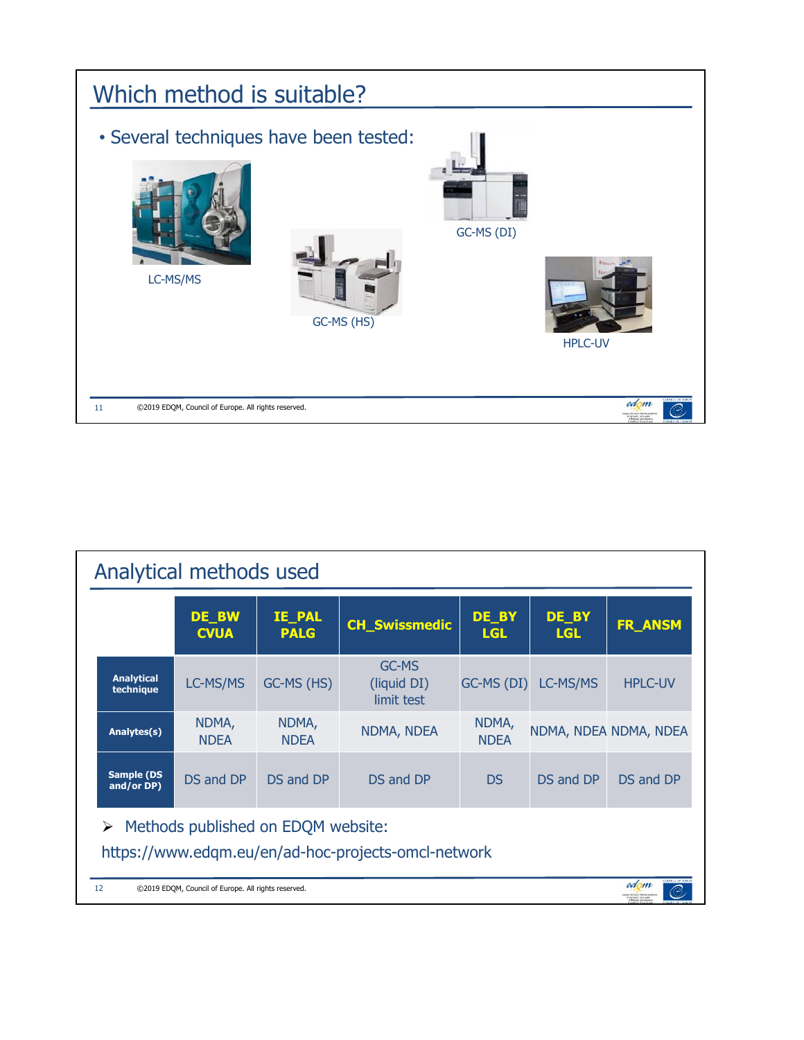# Which method is suitable?

- Several techniques have been tested:

LC-MS/MS

GC-MS (HS)

GC-MS (DI)

HPLC-UV

# Analytical methods used

| | DE_BW CVUA | IE_PAL PALG | CH_Swissmedic | DE_BY LGL | DE_BY LGL | FR_ANSM |
|---|---|---|---|---|---|---|
| **Analytical technique** | LC-MS/MS | GC-MS (HS) | GC-MS (liquid DI) limit test | GC-MS (DI) | LC-MS/MS | HPLC-UV |
| **Analytes(s)** | NDMA, NDEA | NDMA, NDEA | NDMA, NDEA | NDMA, NDEA | NDMA, NDEA | NDMA, NDEA |
| **Sample (DS and/or DP)** | DS and DP | DS and DP | DS and DP | DS | DS and DP | DS and DP |

- Methods published on EDQM website: https://www.edqm.eu/en/ad-hoc-projects-omcl-network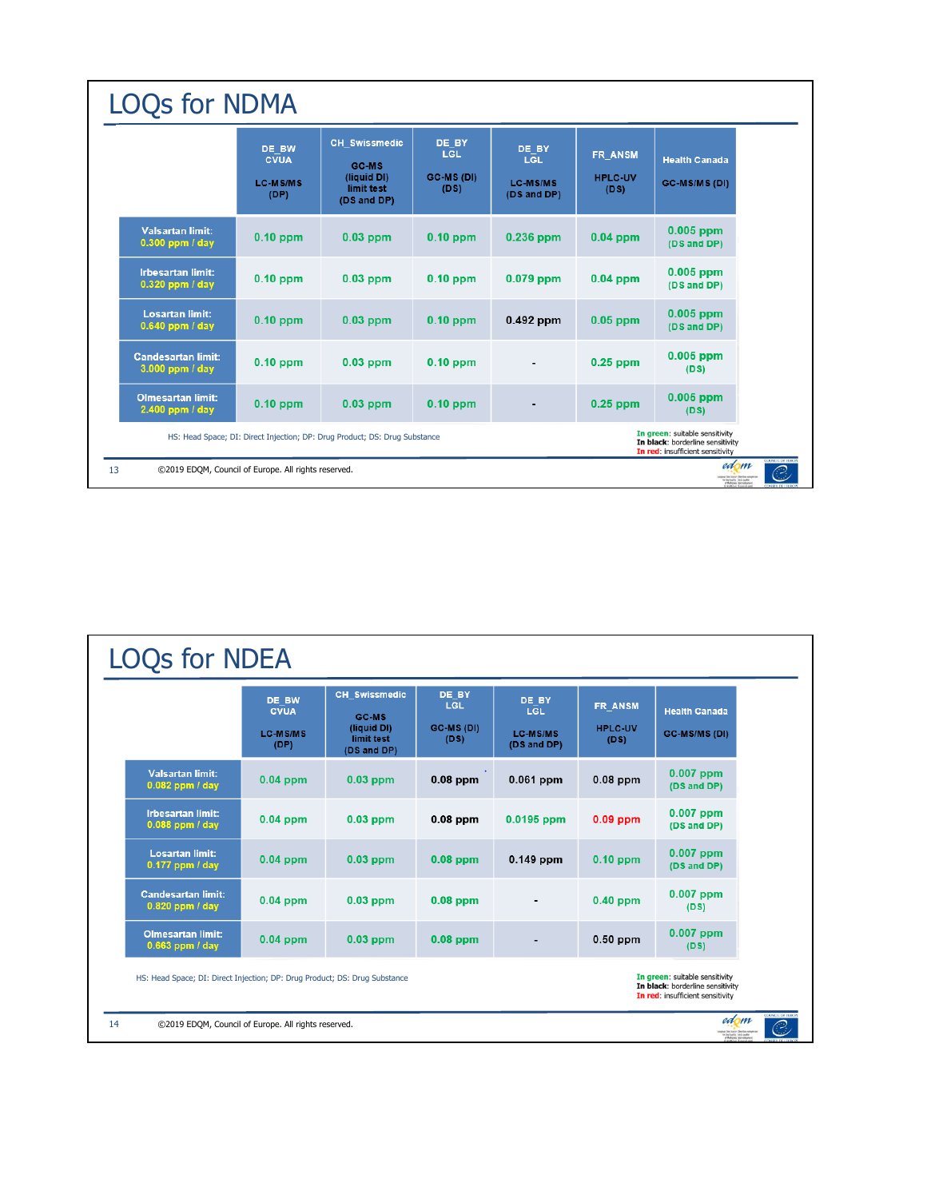# LOQs for NDMA

| | DE_BW CVUA LC-MS/MS (DP) | CH_Swissmedic GC-MS (liquid DI) limit test (DS and DP) | DE_BY LGL GC-MS (DI) (DS) | DE_BY LGL LC-MS/MS (DS and DP) | FR_ANSM HPLC-UV (DS) | Health Canada GC-MS/MS (DI) |
|---|---|---|---|---|---|---|
| Valsartan limit: 0.300 ppm / day | 0.10 ppm | 0.03 ppm | 0.10 ppm | 0.236 ppm | 0.04 ppm | 0.005 ppm (DS and DP) |
| Irbesartan limit: 0.320 ppm / day | 0.10 ppm | 0.03 ppm | 0.10 ppm | 0.079 ppm | 0.04 ppm | 0.005 ppm (DS and DP) |
| Losartan limit: 0.640 ppm / day | 0.10 ppm | 0.03 ppm | 0.10 ppm | 0.492 ppm | 0.05 ppm | 0.005 ppm (DS and DP) |
| Candesartan limit: 3.000 ppm / day | 0.10 ppm | 0.03 ppm | 0.10 ppm | - | 0.25 ppm | 0.005 ppm (DS) |
| Olmesartan limit: 2.400 ppm / day | 0.10 ppm | 0.03 ppm | 0.10 ppm | - | 0.25 ppm | 0.005 ppm (DS) |

HS: Head Space; DI: Direct Injection; DP: Drug Product; DS: Drug Substance

**In green**: suitable sensitivity
**In black**: borderline sensitivity
**In red**: insufficient sensitivity

©2019 EDQM, Council of Europe. All rights reserved.

# LOQs for NDEA

| | DE_BW CVUA LC-MS/MS (DP) | CH_Swissmedic GC-MS (liquid DI) limit test (DS and DP) | DE_BY LGL GC-MS (DI) (DS) | DE_BY LGL LC-MS/MS (DS and DP) | FR_ANSM HPLC-UV (DS) | Health Canada GC-MS/MS (DI) |
|---|---|---|---|---|---|---|
| Valsartan limit: 0.082 ppm / day | 0.04 ppm | 0.03 ppm | 0.08 ppm | 0.061 ppm | 0.08 ppm | 0.007 ppm (DS and DP) |
| Irbesartan limit: 0.088 ppm / day | 0.04 ppm | 0.03 ppm | 0.08 ppm | 0.0195 ppm | 0.09 ppm | 0.007 ppm (DS and DP) |
| Losartan limit: 0.177 ppm / day | 0.04 ppm | 0.03 ppm | 0.08 ppm | 0.149 ppm | 0.10 ppm | 0.007 ppm (DS and DP) |
| Candesartan limit: 0.820 ppm / day | 0.04 ppm | 0.03 ppm | 0.08 ppm | - | 0.40 ppm | 0.007 ppm (DS) |
| Olmesartan limit: 0.663 ppm / day | 0.04 ppm | 0.03 ppm | 0.08 ppm | - | 0.50 ppm | 0.007 ppm (DS) |

HS: Head Space; DI: Direct Injection; DP: Drug Product; DS: Drug Substance

**In green**: suitable sensitivity
**In black**: borderline sensitivity
**In red**: insufficient sensitivity

©2019 EDQM, Council of Europe. All rights reserved.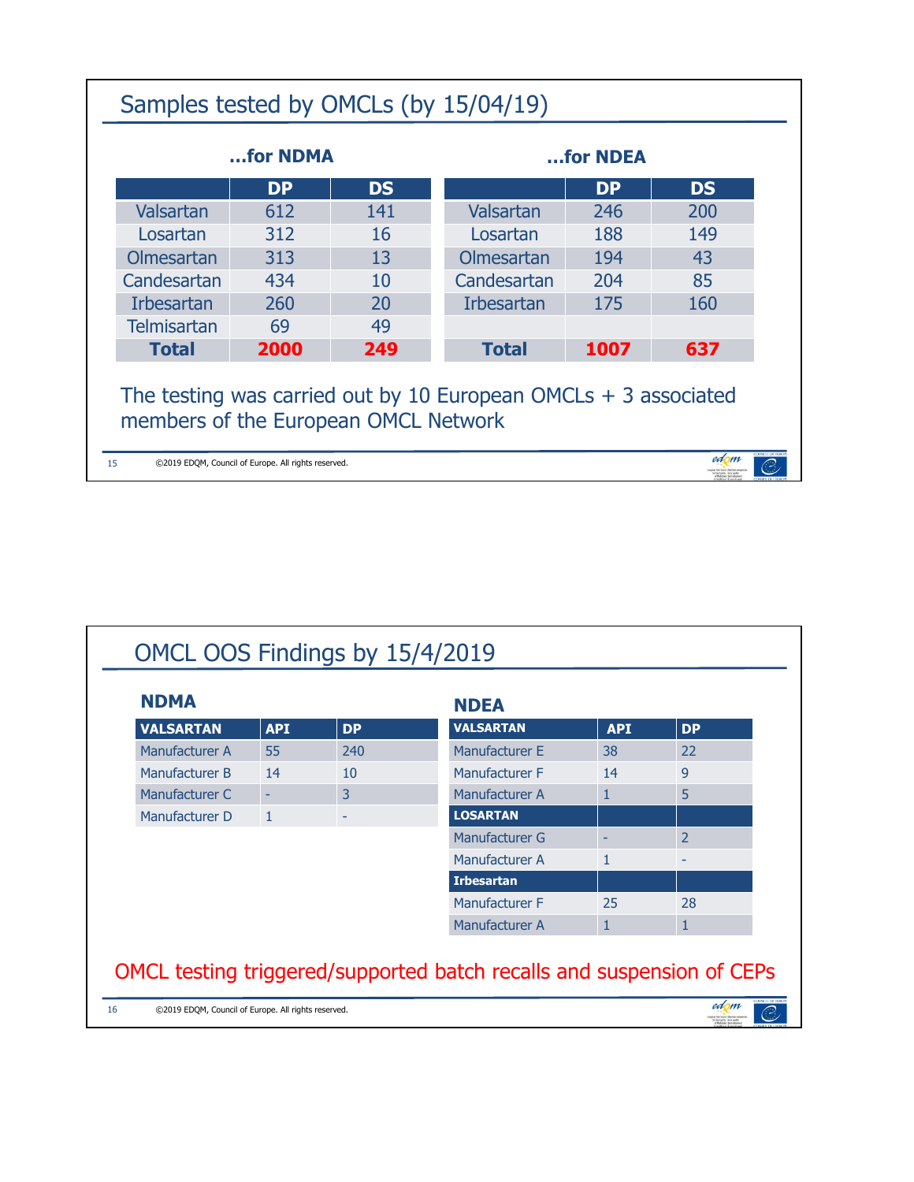## Samples tested by OMCLs (by 15/04/19)

### …for NDMA

| | DP | DS |
|---|---|---|
| Valsartan | 612 | 141 |
| Losartan | 312 | 16 |
| Olmesartan | 313 | 13 |
| Candesartan | 434 | 10 |
| Irbesartan | 260 | 20 |
| Telmisartan | 69 | 49 |
| **Total** | **2000** | **249** |

### …for NDEA

| | DP | DS |
|---|---|---|
| Valsartan | 246 | 200 |
| Losartan | 188 | 149 |
| Olmesartan | 194 | 43 |
| Candesartan | 204 | 85 |
| Irbesartan | 175 | 160 |
| **Total** | **1007** | **637** |

The testing was carried out by 10 European OMCLs + 3 associated members of the European OMCL Network

## OMCL OOS Findings by 15/4/2019

### NDMA

| VALSARTAN | API | DP |
|---|---|---|
| Manufacturer A | 55 | 240 |
| Manufacturer B | 14 | 10 |
| Manufacturer C | - | 3 |
| Manufacturer D | 1 | - |

### NDEA

| VALSARTAN | API | DP |
|---|---|---|
| Manufacturer E | 38 | 22 |
| Manufacturer F | 14 | 9 |
| Manufacturer A | 1 | 5 |
| **LOSARTAN** | | |
| Manufacturer G | - | 2 |
| Manufacturer A | 1 | - |
| **Irbesartan** | | |
| Manufacturer F | 25 | 28 |
| Manufacturer A | 1 | 1 |

OMCL testing triggered/supported batch recalls and suspension of CEPs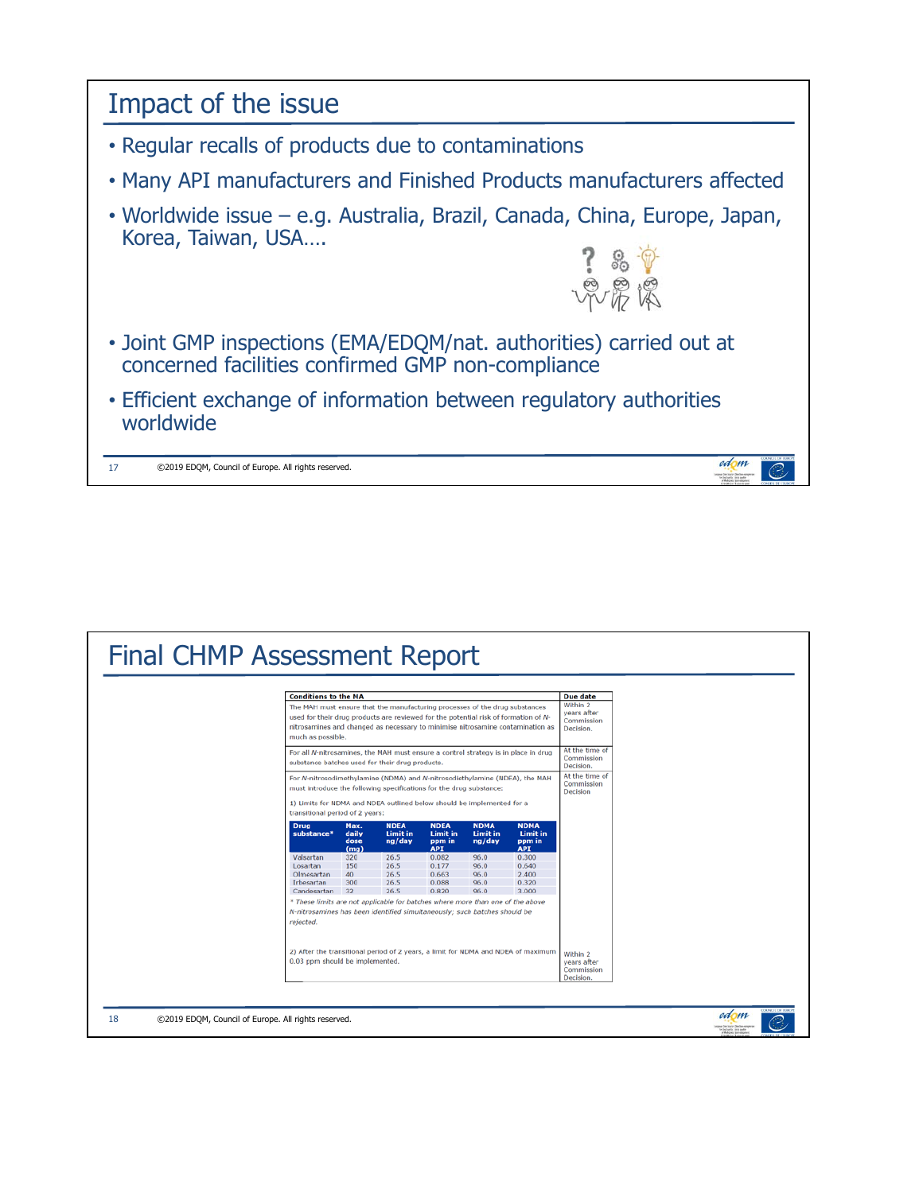# Impact of the issue

- Regular recalls of products due to contaminations
- Many API manufacturers and Finished Products manufacturers affected
- Worldwide issue – e.g. Australia, Brazil, Canada, China, Europe, Japan, Korea, Taiwan, USA….
- Joint GMP inspections (EMA/EDQM/nat. authorities) carried out at concerned facilities confirmed GMP non-compliance
- Efficient exchange of information between regulatory authorities worldwide

# Final CHMP Assessment Report

| Conditions to the NA | Due date |
|---|---|
| The MAH must ensure that the manufacturing processes of the drug substances used for their drug products are reviewed for the potential risk of formation of *N*-nitrosamines and changed as necessary to minimise nitrosamine contamination as much as possible. | Within 2 years after Commission Decision. |
| For all *N*-nitrosamines, the MAH must ensure a control strategy is in place in drug substance batches used for their drug products. | At the time of Commission Decision. |
| For *N*-nitrosodimethylamine (NDMA) and *N*-nitrosodiethylamine (NDEA), the MAH must introduce the following specifications for the drug substance:<br><br>1) Limits for NDMA and NDEA outlined below should be implemented for a transitional period of 2 years: | At the time of Commission Decision |

| Drug substance* | Max. daily dose (mg) | NDEA Limit in ng/day | NDEA ppm in API | NDMA Limit in ng/day | NDMA ppm in API |
|---|---|---|---|---|---|
| Valsartan | 320 | 26.5 | 0.082 | 96.0 | 0.300 |
| Losartan | 150 | 26.5 | 0.177 | 96.0 | 0.640 |
| Olmesartan | 40 | 26.5 | 0.663 | 96.0 | 2.400 |
| Irbesartan | 300 | 26.5 | 0.088 | 96.0 | 0.320 |
| Candesartan | 32 | 26.5 | 0.820 | 96.0 | 3.000 |

*\* These limits are not applicable for batches where more than one of the above N-nitrosamines has been identified simultaneously; such batches should be rejected.*

| | Due date |
|---|---|
| 2) After the transitional period of 2 years, a limit for NDMA and NDEA of maximum 0.03 ppm should be implemented. | Within 2 years after Commission Decision. |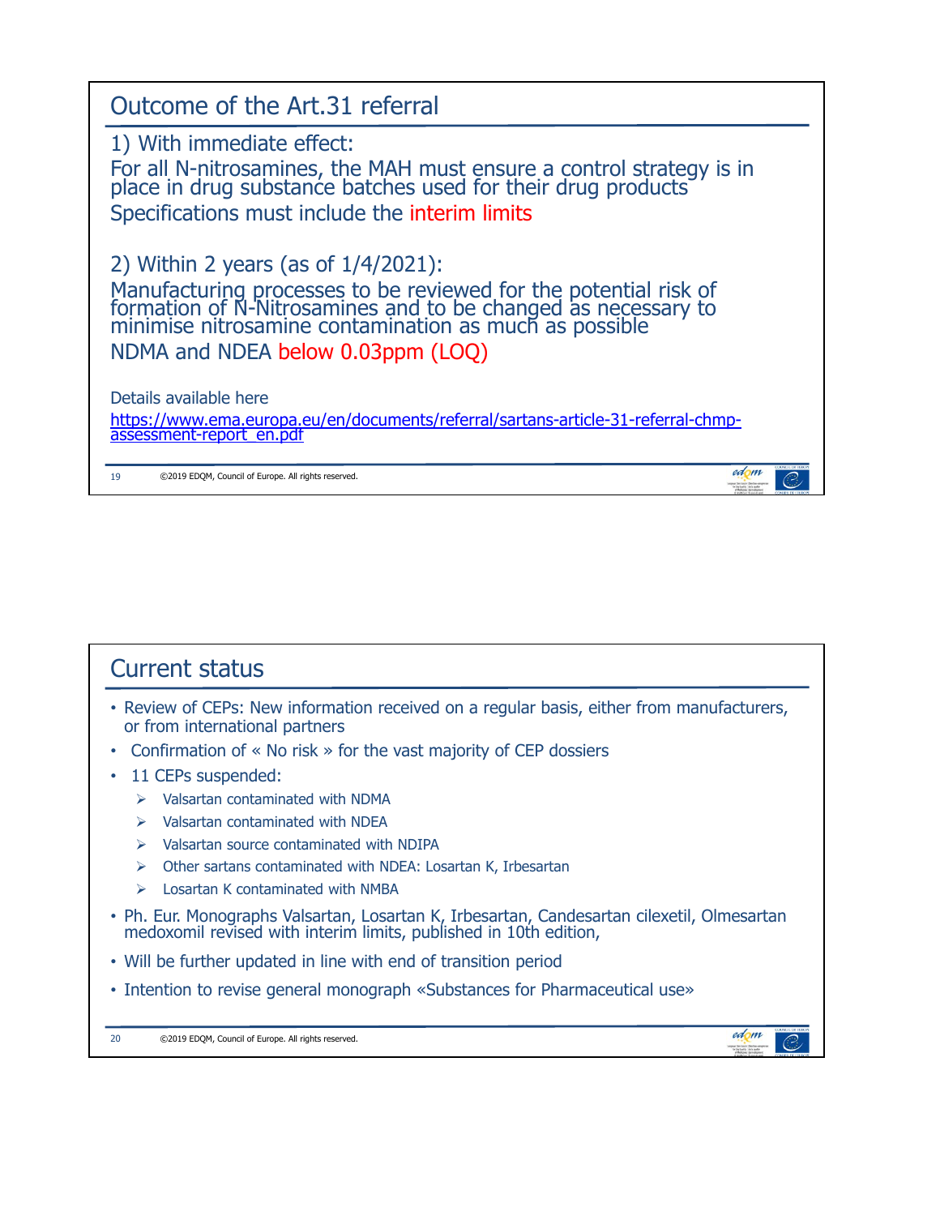## Outcome of the Art.31 referral

1) With immediate effect:

For all N-nitrosamines, the MAH must ensure a control strategy is in place in drug substance batches used for their drug products

Specifications must include the interim limits

2) Within 2 years (as of 1/4/2021):

Manufacturing processes to be reviewed for the potential risk of formation of N-Nitrosamines and to be changed as necessary to minimise nitrosamine contamination as much as possible

NDMA and NDEA below 0.03ppm (LOQ)

Details available here

https://www.ema.europa.eu/en/documents/referral/sartans-article-31-referral-chmp-assessment-report_en.pdf

## Current status

- Review of CEPs: New information received on a regular basis, either from manufacturers, or from international partners
- Confirmation of « No risk » for the vast majority of CEP dossiers
- 11 CEPs suspended:
  - Valsartan contaminated with NDMA
  - Valsartan contaminated with NDEA
  - Valsartan source contaminated with NDIPA
  - Other sartans contaminated with NDEA: Losartan K, Irbesartan
  - Losartan K contaminated with NMBA
- Ph. Eur. Monographs Valsartan, Losartan K, Irbesartan, Candesartan cilexetil, Olmesartan medoxomil revised with interim limits, published in 10th edition,
- Will be further updated in line with end of transition period
- Intention to revise general monograph «Substances for Pharmaceutical use»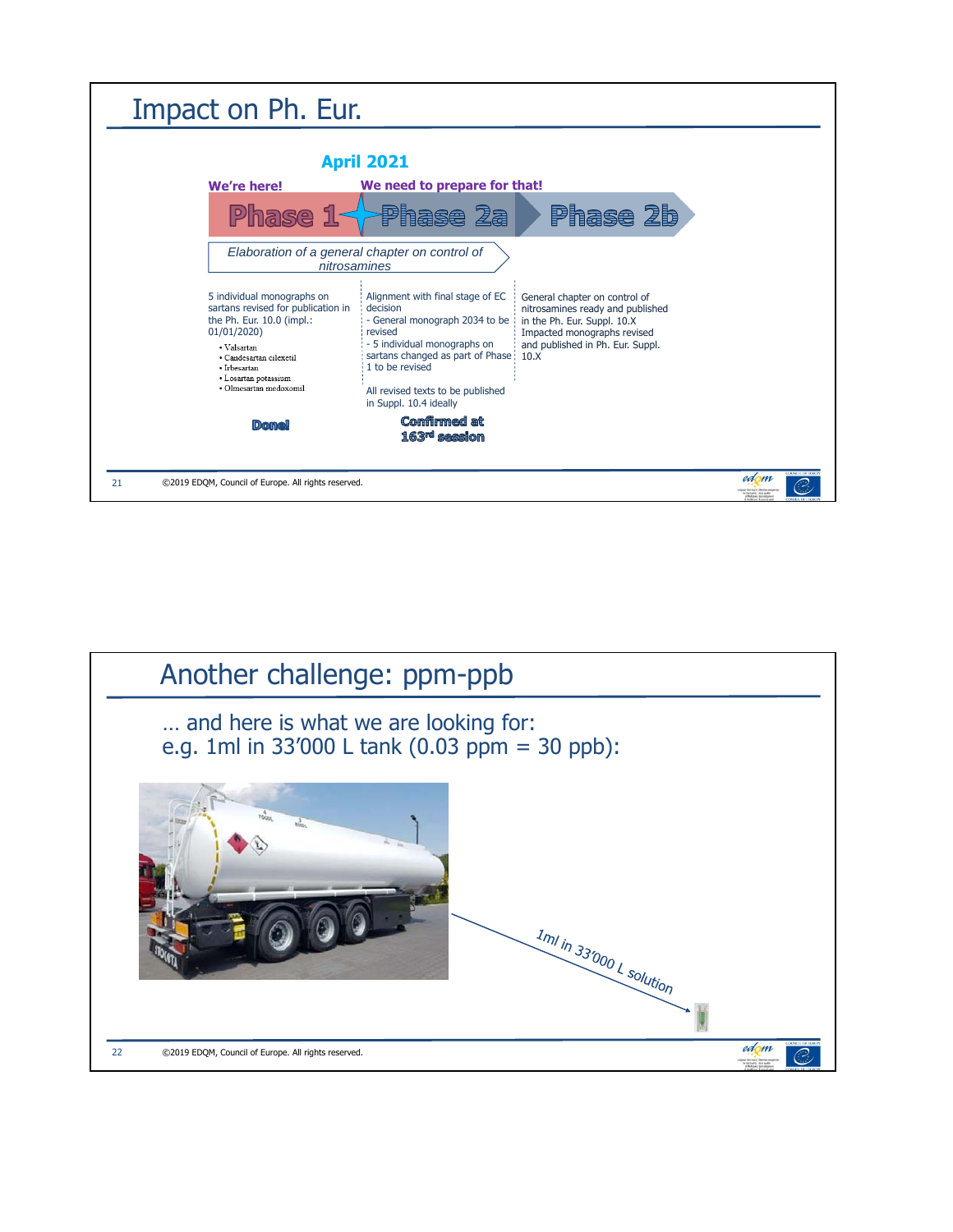# Impact on Ph. Eur.

**April 2021**

| We're here! Phase 1 | We need to prepare for that! Phase 2a | Phase 2b |
|---|---|---|
| *Elaboration of a general chapter on control of nitrosamines* | | |
| 5 individual monographs on sartans revised for publication in the Ph. Eur. 10.0 (impl.: 01/01/2020)<br>• Valsartan<br>• Candesartan cilexetil<br>• Irbesartan<br>• Losartan potassium<br>• Olmesartan medoxomil | Alignment with final stage of EC decision<br>- General monograph 2034 to be revised<br>- 5 individual monographs on sartans changed as part of Phase 1 to be revised<br><br>All revised texts to be published in Suppl. 10.4 ideally | General chapter on control of nitrosamines ready and published in the Ph. Eur. Suppl. 10.X<br>Impacted monographs revised and published in Ph. Eur. Suppl. 10.X |
| **Done!** | **Confirmed at 163rd session** | |

©2019 EDQM, Council of Europe. All rights reserved.

# Another challenge: ppm-ppb

… and here is what we are looking for:
e.g. 1ml in 33'000 L tank (0.03 ppm = 30 ppb):

*1ml in 33'000 L solution*

©2019 EDQM, Council of Europe. All rights reserved.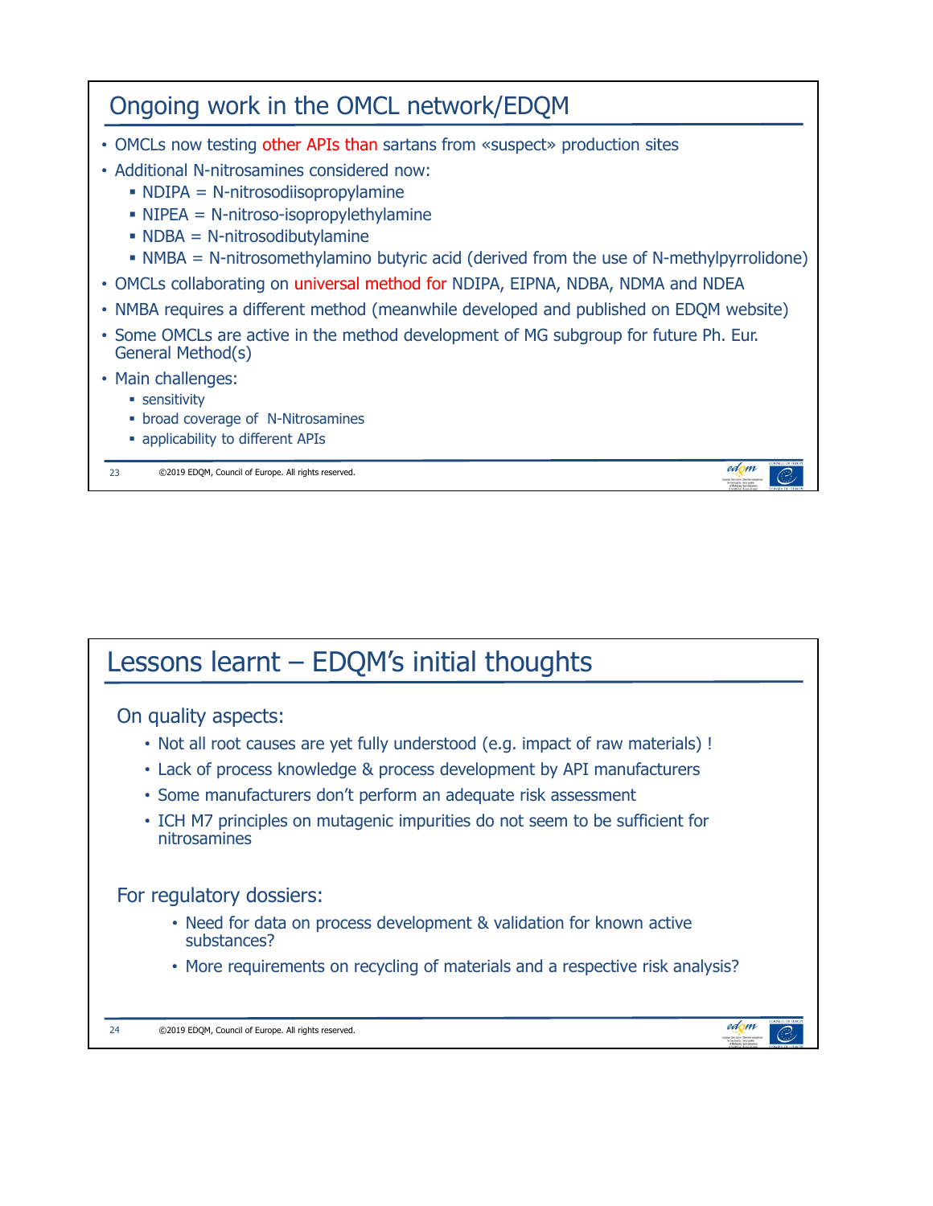## Ongoing work in the OMCL network/EDQM

- OMCLs now testing other APIs than sartans from «suspect» production sites
- Additional N-nitrosamines considered now:
  - NDIPA = N-nitrosodiisopropylamine
  - NIPEA = N-nitroso-isopropylethylamine
  - NDBA = N-nitrosodibutylamine
  - NMBA = N-nitrosomethylamino butyric acid (derived from the use of N-methylpyrrolidone)
- OMCLs collaborating on universal method for NDIPA, EIPNA, NDBA, NDMA and NDEA
- NMBA requires a different method (meanwhile developed and published on EDQM website)
- Some OMCLs are active in the method development of MG subgroup for future Ph. Eur. General Method(s)
- Main challenges:
  - sensitivity
  - broad coverage of N-Nitrosamines
  - applicability to different APIs

©2019 EDQM, Council of Europe. All rights reserved.

## Lessons learnt – EDQM's initial thoughts

On quality aspects:

- Not all root causes are yet fully understood (e.g. impact of raw materials) !
- Lack of process knowledge & process development by API manufacturers
- Some manufacturers don't perform an adequate risk assessment
- ICH M7 principles on mutagenic impurities do not seem to be sufficient for nitrosamines

For regulatory dossiers:

- Need for data on process development & validation for known active substances?
- More requirements on recycling of materials and a respective risk analysis?

©2019 EDQM, Council of Europe. All rights reserved.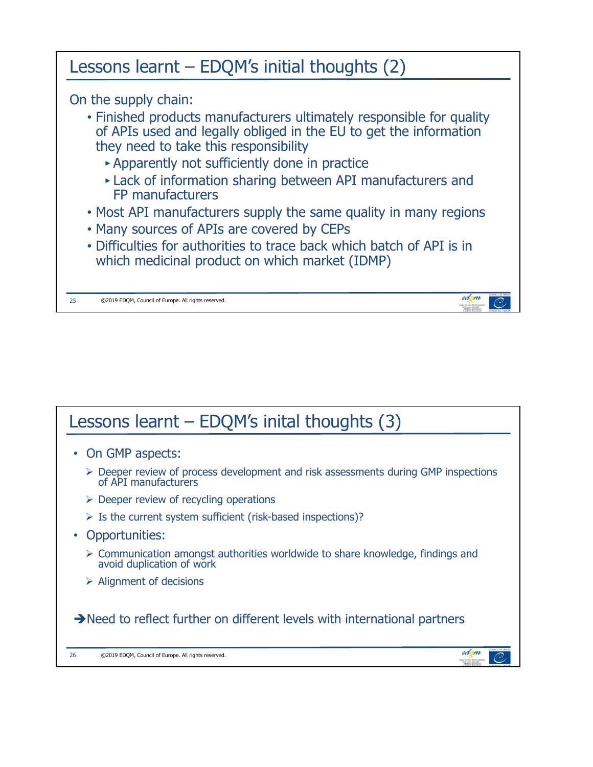## Lessons learnt – EDQM's initial thoughts (2)

On the supply chain:

- Finished products manufacturers ultimately responsible for quality of APIs used and legally obliged in the EU to get the information they need to take this responsibility
  - Apparently not sufficiently done in practice
  - Lack of information sharing between API manufacturers and FP manufacturers
- Most API manufacturers supply the same quality in many regions
- Many sources of APIs are covered by CEPs
- Difficulties for authorities to trace back which batch of API is in which medicinal product on which market (IDMP)

## Lessons learnt – EDQM's inital thoughts (3)

- On GMP aspects:
  - Deeper review of process development and risk assessments during GMP inspections of API manufacturers
  - Deeper review of recycling operations
  - Is the current system sufficient (risk-based inspections)?
- Opportunities:
  - Communication amongst authorities worldwide to share knowledge, findings and avoid duplication of work
  - Alignment of decisions

→ Need to reflect further on different levels with international partners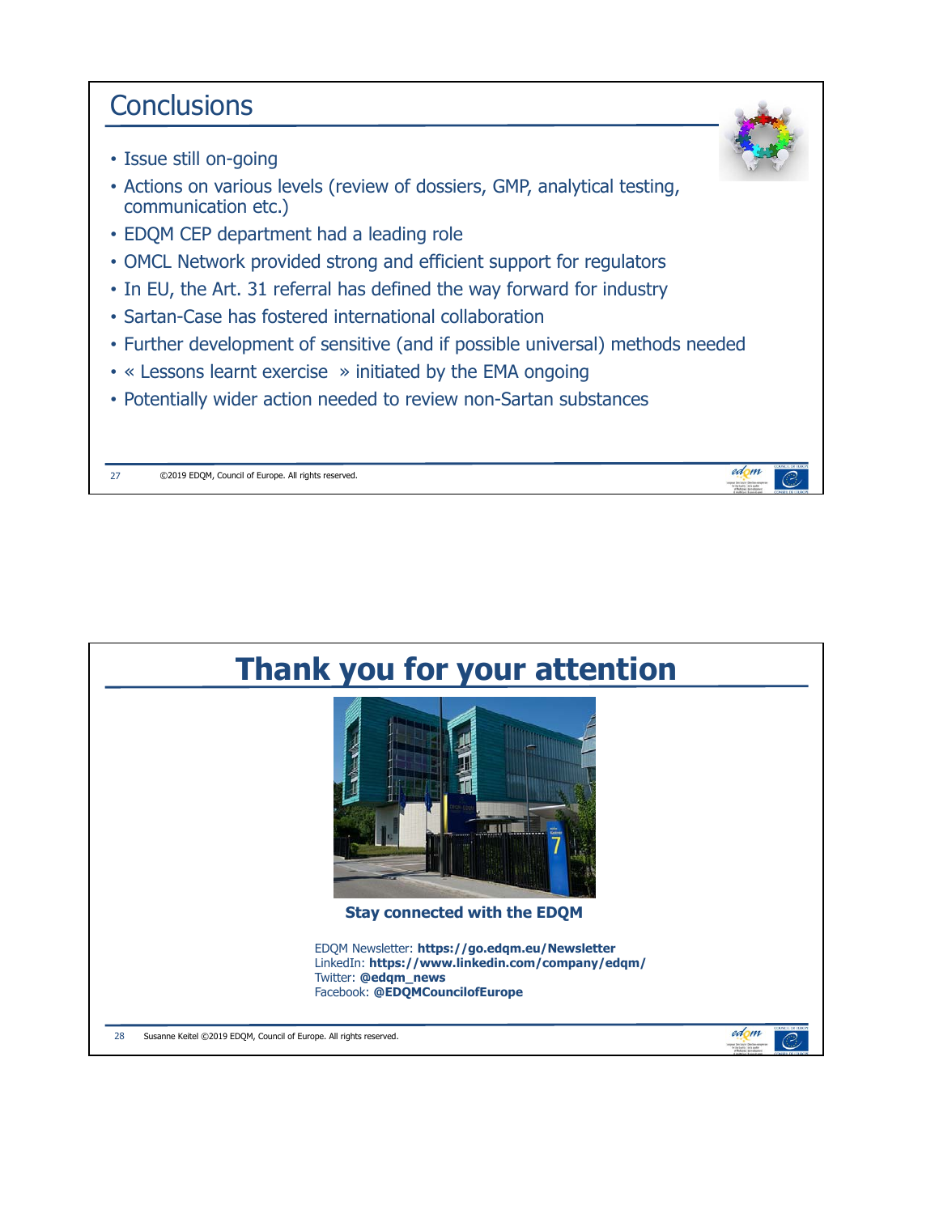## Conclusions

- Issue still on-going
- Actions on various levels (review of dossiers, GMP, analytical testing, communication etc.)
- EDQM CEP department had a leading role
- OMCL Network provided strong and efficient support for regulators
- In EU, the Art. 31 referral has defined the way forward for industry
- Sartan-Case has fostered international collaboration
- Further development of sensitive (and if possible universal) methods needed
- « Lessons learnt exercise » initiated by the EMA ongoing
- Potentially wider action needed to review non-Sartan substances

## Thank you for your attention

**Stay connected with the EDQM**

EDQM Newsletter: **https://go.edqm.eu/Newsletter**
LinkedIn: **https://www.linkedin.com/company/edqm/**
Twitter: **@edqm_news**
Facebook: **@EDQMCouncilofEurope**